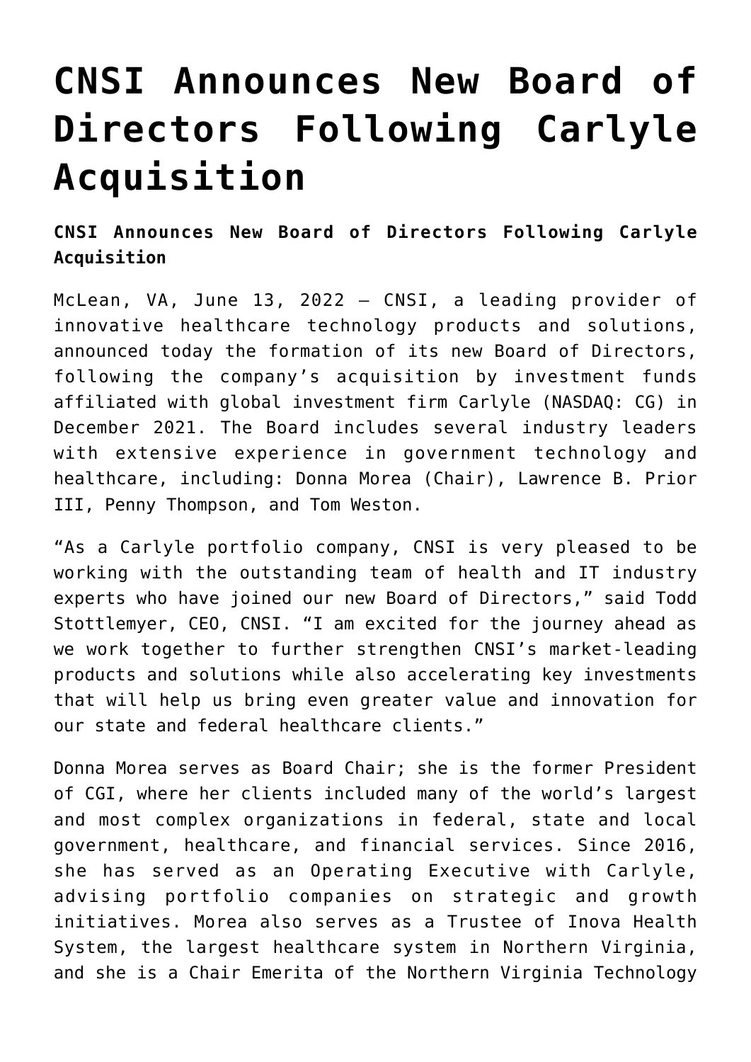# CNSI Announces New Board of Directors Following Carlyle Acquisition

**CNSI Announces New Board of Directors Following Carlyle Acquisition**

McLean, VA, June 13, 2022 – CNSI, a leading provider of innovative healthcare technology products and solutions, announced today the formation of its new Board of Directors, following the company's acquisition by investment funds affiliated with global investment firm Carlyle (NASDAQ: CG) in December 2021. The Board includes several industry leaders with extensive experience in government technology and healthcare, including: Donna Morea (Chair), Lawrence B. Prior III, Penny Thompson, and Tom Weston.

"As a Carlyle portfolio company, CNSI is very pleased to be working with the outstanding team of health and IT industry experts who have joined our new Board of Directors," said Todd Stottlemyer, CEO, CNSI. "I am excited for the journey ahead as we work together to further strengthen CNSI's market-leading products and solutions while also accelerating key investments that will help us bring even greater value and innovation for our state and federal healthcare clients."

Donna Morea serves as Board Chair; she is the former President of CGI, where her clients included many of the world's largest and most complex organizations in federal, state and local government, healthcare, and financial services. Since 2016, she has served as an Operating Executive with Carlyle, advising portfolio companies on strategic and growth initiatives. Morea also serves as a Trustee of Inova Health System, the largest healthcare system in Northern Virginia, and she is a Chair Emerita of the Northern Virginia Technology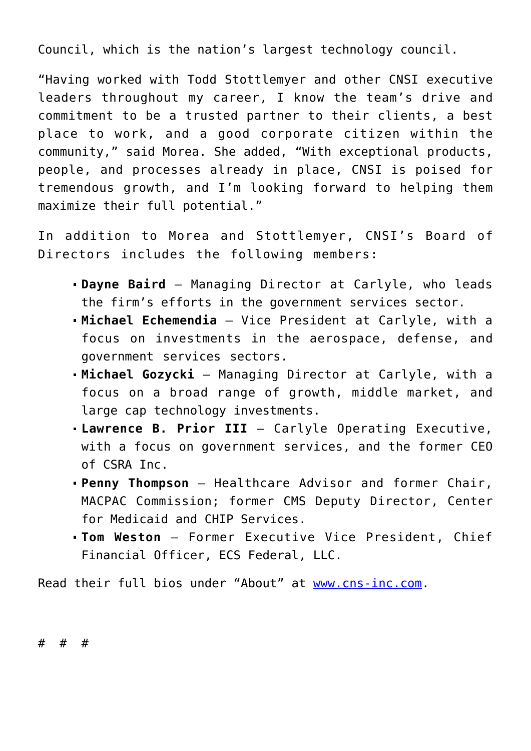Council, which is the nation's largest technology council.

"Having worked with Todd Stottlemyer and other CNSI executive leaders throughout my career, I know the team's drive and commitment to be a trusted partner to their clients, a best place to work, and a good corporate citizen within the community," said Morea. She added, "With exceptional products, people, and processes already in place, CNSI is poised for tremendous growth, and I'm looking forward to helping them maximize their full potential."

In addition to Morea and Stottlemyer, CNSI's Board of Directors includes the following members:

- **Dayne Baird** – Managing Director at Carlyle, who leads the firm's efforts in the government services sector.
- **Michael Echemendia** – Vice President at Carlyle, with a focus on investments in the aerospace, defense, and government services sectors.
- **Michael Gozycki** – Managing Director at Carlyle, with a focus on a broad range of growth, middle market, and large cap technology investments.
- **Lawrence B. Prior III** – Carlyle Operating Executive, with a focus on government services, and the former CEO of CSRA Inc.
- **Penny Thompson** – Healthcare Advisor and former Chair, MACPAC Commission; former CMS Deputy Director, Center for Medicaid and CHIP Services.
- **Tom Weston** – Former Executive Vice President, Chief Financial Officer, ECS Federal, LLC.

Read their full bios under "About" at [www.cns-inc.com](www.cns-inc.com).

# # #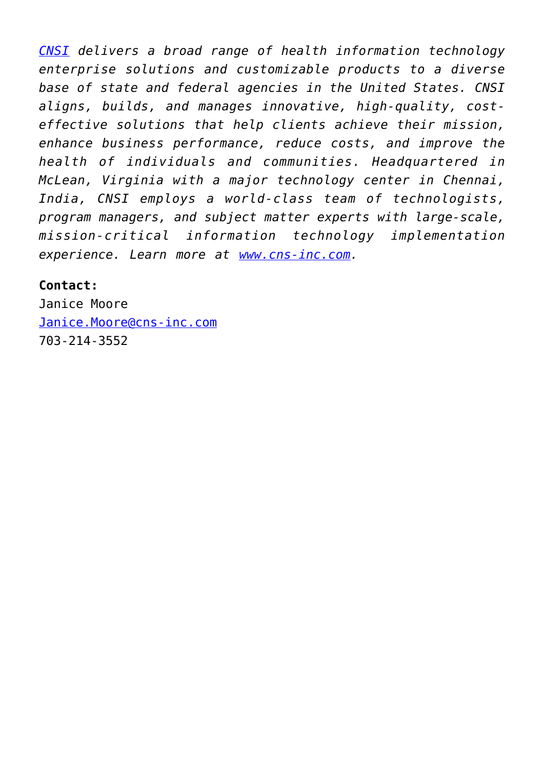*[CNSI](http://www.cns-inc.com) delivers a broad range of health information technology enterprise solutions and customizable products to a diverse base of state and federal agencies in the United States. CNSI aligns, builds, and manages innovative, high-quality, cost-effective solutions that help clients achieve their mission, enhance business performance, reduce costs, and improve the health of individuals and communities. Headquartered in McLean, Virginia with a major technology center in Chennai, India, CNSI employs a world-class team of technologists, program managers, and subject matter experts with large-scale, mission-critical information technology implementation experience. Learn more at [www.cns-inc.com](http://www.cns-inc.com).*

**Contact:**
Janice Moore
[Janice.Moore@cns-inc.com](mailto:Janice.Moore@cns-inc.com)
703-214-3552